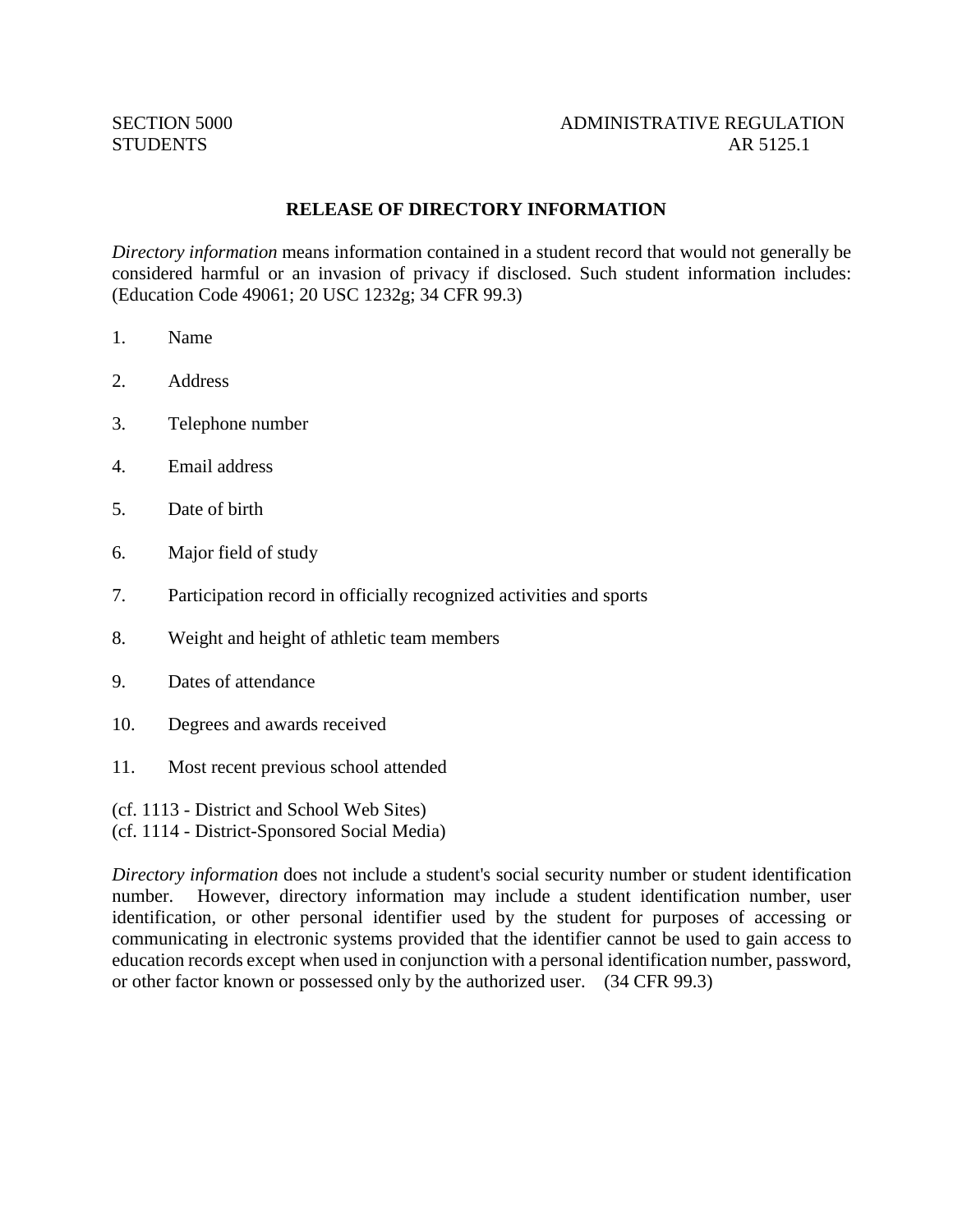SECTION 5000 ADMINISTRATIVE REGULATION
STUDENTS AR 5125.1

# RELEASE OF DIRECTORY INFORMATION

*Directory information* means information contained in a student record that would not generally be considered harmful or an invasion of privacy if disclosed. Such student information includes: (Education Code 49061; 20 USC 1232g; 34 CFR 99.3)

1. Name
2. Address
3. Telephone number
4. Email address
5. Date of birth
6. Major field of study
7. Participation record in officially recognized activities and sports
8. Weight and height of athletic team members
9. Dates of attendance
10. Degrees and awards received
11. Most recent previous school attended

(cf. 1113 - District and School Web Sites)
(cf. 1114 - District-Sponsored Social Media)

*Directory information* does not include a student's social security number or student identification number. However, directory information may include a student identification number, user identification, or other personal identifier used by the student for purposes of accessing or communicating in electronic systems provided that the identifier cannot be used to gain access to education records except when used in conjunction with a personal identification number, password, or other factor known or possessed only by the authorized user. (34 CFR 99.3)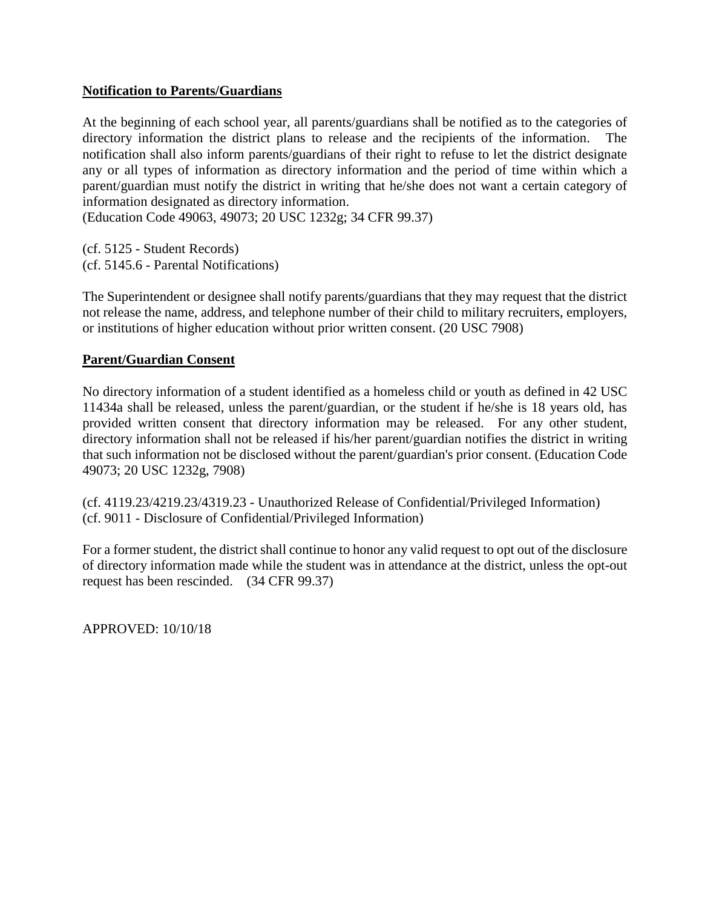**Notification to Parents/Guardians**

At the beginning of each school year, all parents/guardians shall be notified as to the categories of directory information the district plans to release and the recipients of the information. The notification shall also inform parents/guardians of their right to refuse to let the district designate any or all types of information as directory information and the period of time within which a parent/guardian must notify the district in writing that he/she does not want a certain category of information designated as directory information.
(Education Code 49063, 49073; 20 USC 1232g; 34 CFR 99.37)

(cf. 5125 - Student Records)
(cf. 5145.6 - Parental Notifications)

The Superintendent or designee shall notify parents/guardians that they may request that the district not release the name, address, and telephone number of their child to military recruiters, employers, or institutions of higher education without prior written consent. (20 USC 7908)

**Parent/Guardian Consent**

No directory information of a student identified as a homeless child or youth as defined in 42 USC 11434a shall be released, unless the parent/guardian, or the student if he/she is 18 years old, has provided written consent that directory information may be released. For any other student, directory information shall not be released if his/her parent/guardian notifies the district in writing that such information not be disclosed without the parent/guardian's prior consent. (Education Code 49073; 20 USC 1232g, 7908)

(cf. 4119.23/4219.23/4319.23 - Unauthorized Release of Confidential/Privileged Information)
(cf. 9011 - Disclosure of Confidential/Privileged Information)

For a former student, the district shall continue to honor any valid request to opt out of the disclosure of directory information made while the student was in attendance at the district, unless the opt-out request has been rescinded. (34 CFR 99.37)

APPROVED: 10/10/18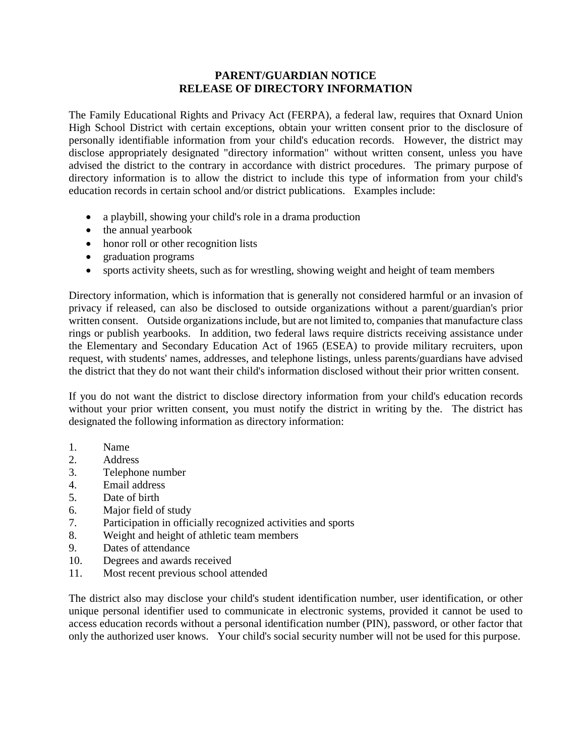**PARENT/GUARDIAN NOTICE**
**RELEASE OF DIRECTORY INFORMATION**

The Family Educational Rights and Privacy Act (FERPA), a federal law, requires that Oxnard Union High School District with certain exceptions, obtain your written consent prior to the disclosure of personally identifiable information from your child's education records. However, the district may disclose appropriately designated "directory information" without written consent, unless you have advised the district to the contrary in accordance with district procedures. The primary purpose of directory information is to allow the district to include this type of information from your child's education records in certain school and/or district publications. Examples include:

- a playbill, showing your child's role in a drama production
- the annual yearbook
- honor roll or other recognition lists
- graduation programs
- sports activity sheets, such as for wrestling, showing weight and height of team members

Directory information, which is information that is generally not considered harmful or an invasion of privacy if released, can also be disclosed to outside organizations without a parent/guardian's prior written consent. Outside organizations include, but are not limited to, companies that manufacture class rings or publish yearbooks. In addition, two federal laws require districts receiving assistance under the Elementary and Secondary Education Act of 1965 (ESEA) to provide military recruiters, upon request, with students' names, addresses, and telephone listings, unless parents/guardians have advised the district that they do not want their child's information disclosed without their prior written consent.

If you do not want the district to disclose directory information from your child's education records without your prior written consent, you must notify the district in writing by the. The district has designated the following information as directory information:

1. Name
2. Address
3. Telephone number
4. Email address
5. Date of birth
6. Major field of study
7. Participation in officially recognized activities and sports
8. Weight and height of athletic team members
9. Dates of attendance
10. Degrees and awards received
11. Most recent previous school attended

The district also may disclose your child's student identification number, user identification, or other unique personal identifier used to communicate in electronic systems, provided it cannot be used to access education records without a personal identification number (PIN), password, or other factor that only the authorized user knows. Your child's social security number will not be used for this purpose.